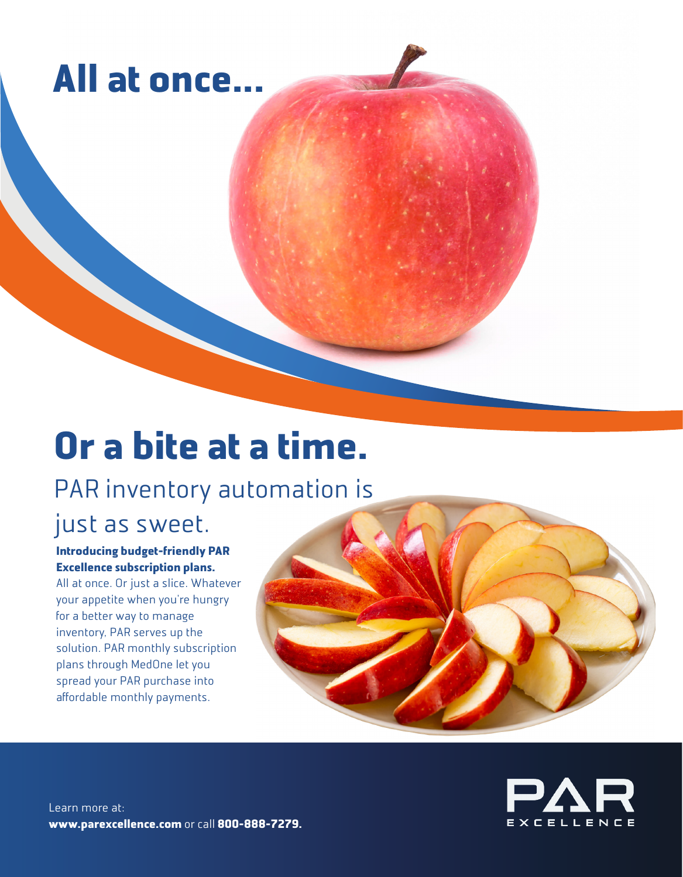# All at once...

# Or a bite at a time.

## PAR inventory automation is just as sweet.

**Introducing budget-friendly PAR Excellence subscription plans.**

All at once. Or just a slice. Whatever your appetite when you're hungry for a better way to manage inventory, PAR serves up the solution. PAR monthly subscription plans through MedOne let you spread your PAR purchase into affordable monthly payments.

Learn more at:
**www.parexcellence.com** or call **800-888-7279.**

PAR EXCELLENCE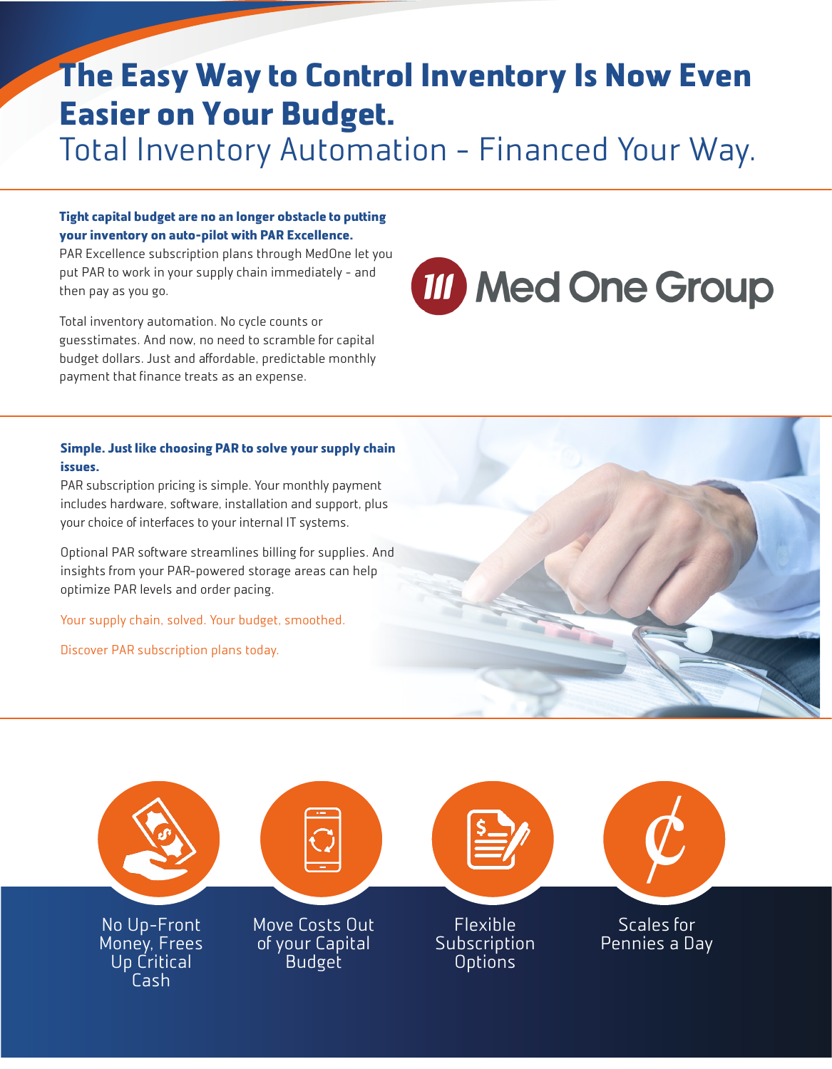# The Easy Way to Control Inventory Is Now Even Easier on Your Budget.

## Total Inventory Automation - Financed Your Way.

**Tight capital budget are no an longer obstacle to putting your inventory on auto-pilot with PAR Excellence.**
PAR Excellence subscription plans through MedOne let you put PAR to work in your supply chain immediately - and then pay as you go.

Total inventory automation. No cycle counts or guesstimates. And now, no need to scramble for capital budget dollars. Just and affordable, predictable monthly payment that finance treats as an expense.

Med One Group

**Simple. Just like choosing PAR to solve your supply chain issues.**
PAR subscription pricing is simple. Your monthly payment includes hardware, software, installation and support, plus your choice of interfaces to your internal IT systems.

Optional PAR software streamlines billing for supplies. And insights from your PAR-powered storage areas can help optimize PAR levels and order pacing.

Your supply chain, solved. Your budget, smoothed.

Discover PAR subscription plans today.

No Up-Front Money, Frees Up Critical Cash

Move Costs Out of your Capital Budget

Flexible Subscription Options

Scales for Pennies a Day